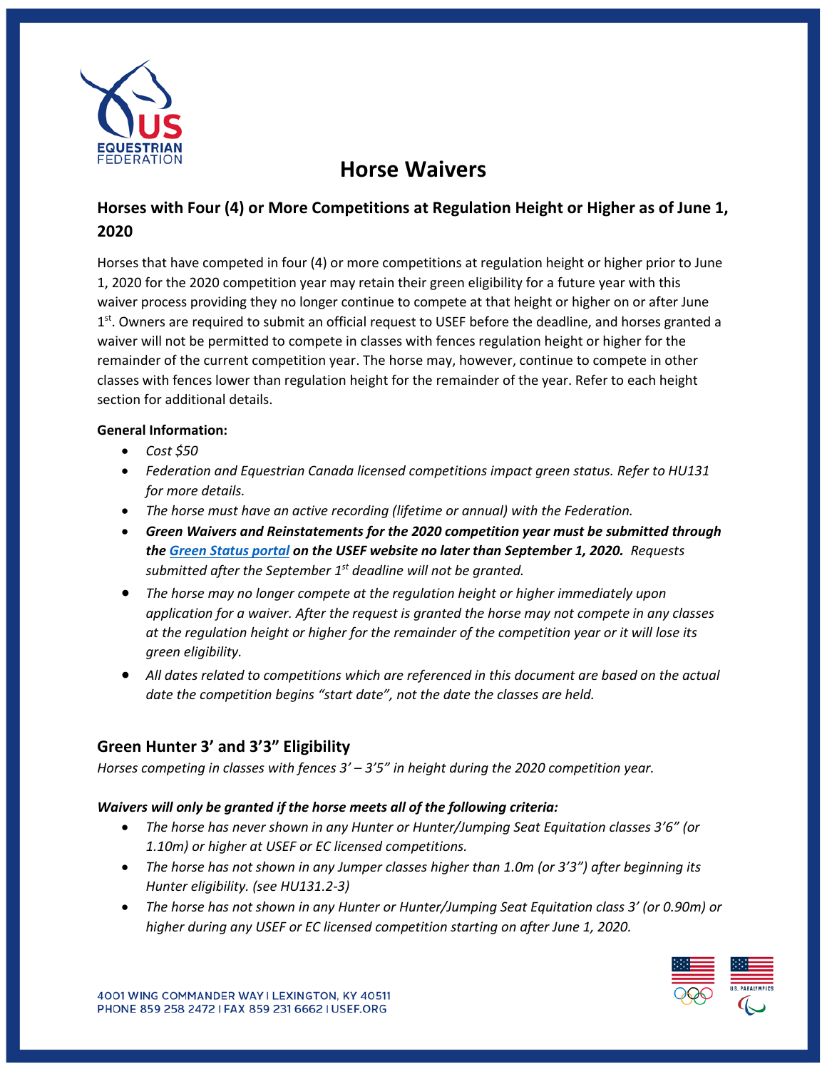# Horse Waivers

## Horses with Four (4) or More Competitions at Regulation Height or Higher as of June 1, 2020

Horses that have competed in four (4) or more competitions at regulation height or higher prior to June 1, 2020 for the 2020 competition year may retain their green eligibility for a future year with this waiver process providing they no longer continue to compete at that height or higher on or after June 1st. Owners are required to submit an official request to USEF before the deadline, and horses granted a waiver will not be permitted to compete in classes with fences regulation height or higher for the remainder of the current competition year. The horse may, however, continue to compete in other classes with fences lower than regulation height for the remainder of the year. Refer to each height section for additional details.

**General Information:**

- *Cost $50*
- *Federation and Equestrian Canada licensed competitions impact green status. Refer to HU131 for more details.*
- *The horse must have an active recording (lifetime or annual) with the Federation.*
- ***Green Waivers and Reinstatements for the 2020 competition year must be submitted through the Green Status portal on the USEF website no later than September 1, 2020.*** *Requests submitted after the September 1st deadline will not be granted.*
- *The horse may no longer compete at the regulation height or higher immediately upon application for a waiver. After the request is granted the horse may not compete in any classes at the regulation height or higher for the remainder of the competition year or it will lose its green eligibility.*
- *All dates related to competitions which are referenced in this document are based on the actual date the competition begins "start date", not the date the classes are held.*

## Green Hunter 3' and 3'3" Eligibility

*Horses competing in classes with fences 3' – 3'5" in height during the 2020 competition year.*

***Waivers will only be granted if the horse meets all of the following criteria:***

- *The horse has never shown in any Hunter or Hunter/Jumping Seat Equitation classes 3'6" (or 1.10m) or higher at USEF or EC licensed competitions.*
- *The horse has not shown in any Jumper classes higher than 1.0m (or 3'3") after beginning its Hunter eligibility. (see HU131.2-3)*
- *The horse has not shown in any Hunter or Hunter/Jumping Seat Equitation class 3' (or 0.90m) or higher during any USEF or EC licensed competition starting on after June 1, 2020.*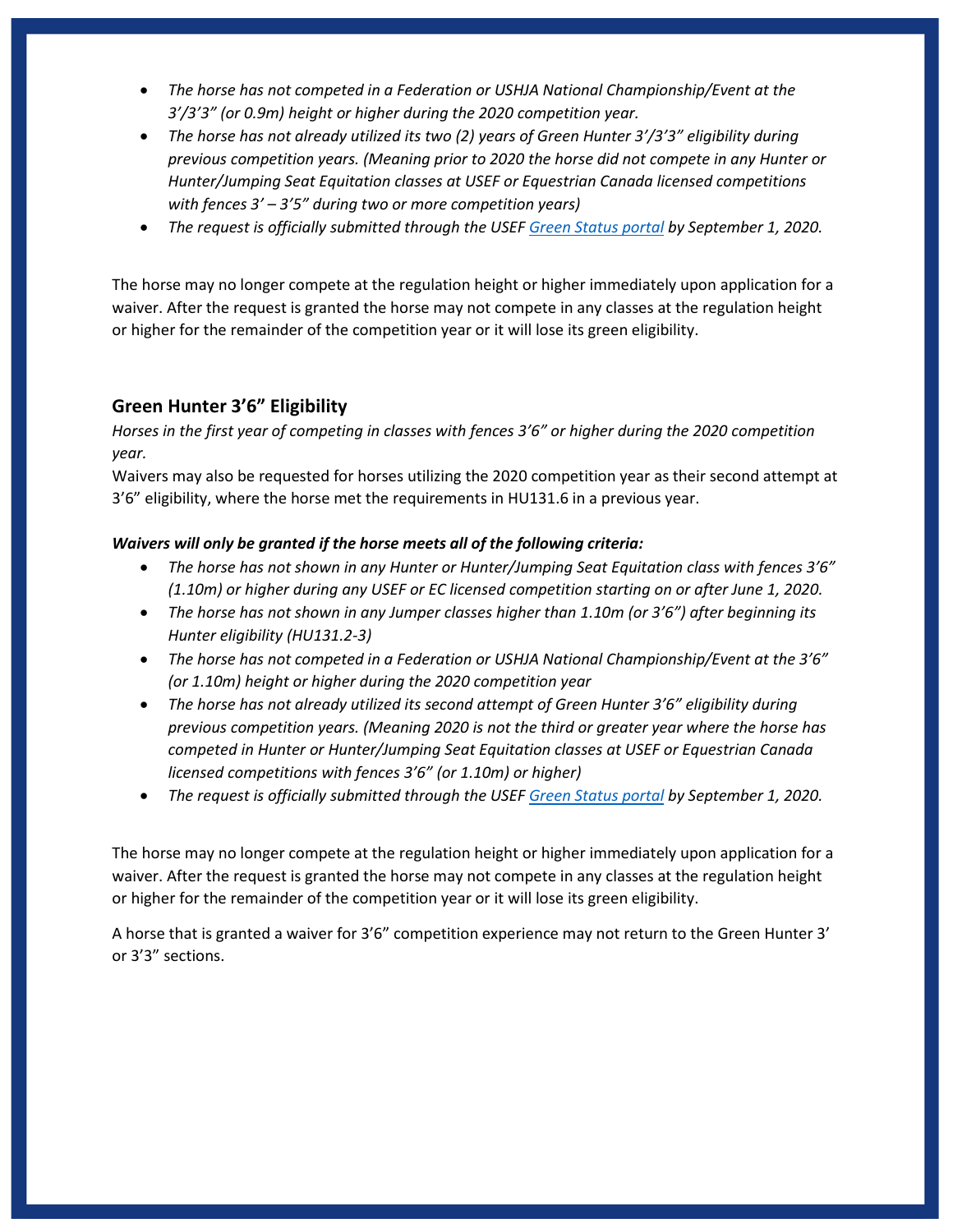- *The horse has not competed in a Federation or USHJA National Championship/Event at the 3'/3'3" (or 0.9m) height or higher during the 2020 competition year.*
- *The horse has not already utilized its two (2) years of Green Hunter 3'/3'3" eligibility during previous competition years. (Meaning prior to 2020 the horse did not compete in any Hunter or Hunter/Jumping Seat Equitation classes at USEF or Equestrian Canada licensed competitions with fences 3' – 3'5" during two or more competition years)*
- *The request is officially submitted through the USEF [Green Status portal](#) by September 1, 2020.*

The horse may no longer compete at the regulation height or higher immediately upon application for a waiver. After the request is granted the horse may not compete in any classes at the regulation height or higher for the remainder of the competition year or it will lose its green eligibility.

## Green Hunter 3'6" Eligibility

*Horses in the first year of competing in classes with fences 3'6" or higher during the 2020 competition year.*

Waivers may also be requested for horses utilizing the 2020 competition year as their second attempt at 3'6" eligibility, where the horse met the requirements in HU131.6 in a previous year.

***Waivers will only be granted if the horse meets all of the following criteria:***

- *The horse has not shown in any Hunter or Hunter/Jumping Seat Equitation class with fences 3'6" (1.10m) or higher during any USEF or EC licensed competition starting on or after June 1, 2020.*
- *The horse has not shown in any Jumper classes higher than 1.10m (or 3'6") after beginning its Hunter eligibility (HU131.2-3)*
- *The horse has not competed in a Federation or USHJA National Championship/Event at the 3'6" (or 1.10m) height or higher during the 2020 competition year*
- *The horse has not already utilized its second attempt of Green Hunter 3'6" eligibility during previous competition years. (Meaning 2020 is not the third or greater year where the horse has competed in Hunter or Hunter/Jumping Seat Equitation classes at USEF or Equestrian Canada licensed competitions with fences 3'6" (or 1.10m) or higher)*
- *The request is officially submitted through the USEF [Green Status portal](#) by September 1, 2020.*

The horse may no longer compete at the regulation height or higher immediately upon application for a waiver. After the request is granted the horse may not compete in any classes at the regulation height or higher for the remainder of the competition year or it will lose its green eligibility.

A horse that is granted a waiver for 3'6" competition experience may not return to the Green Hunter 3' or 3'3" sections.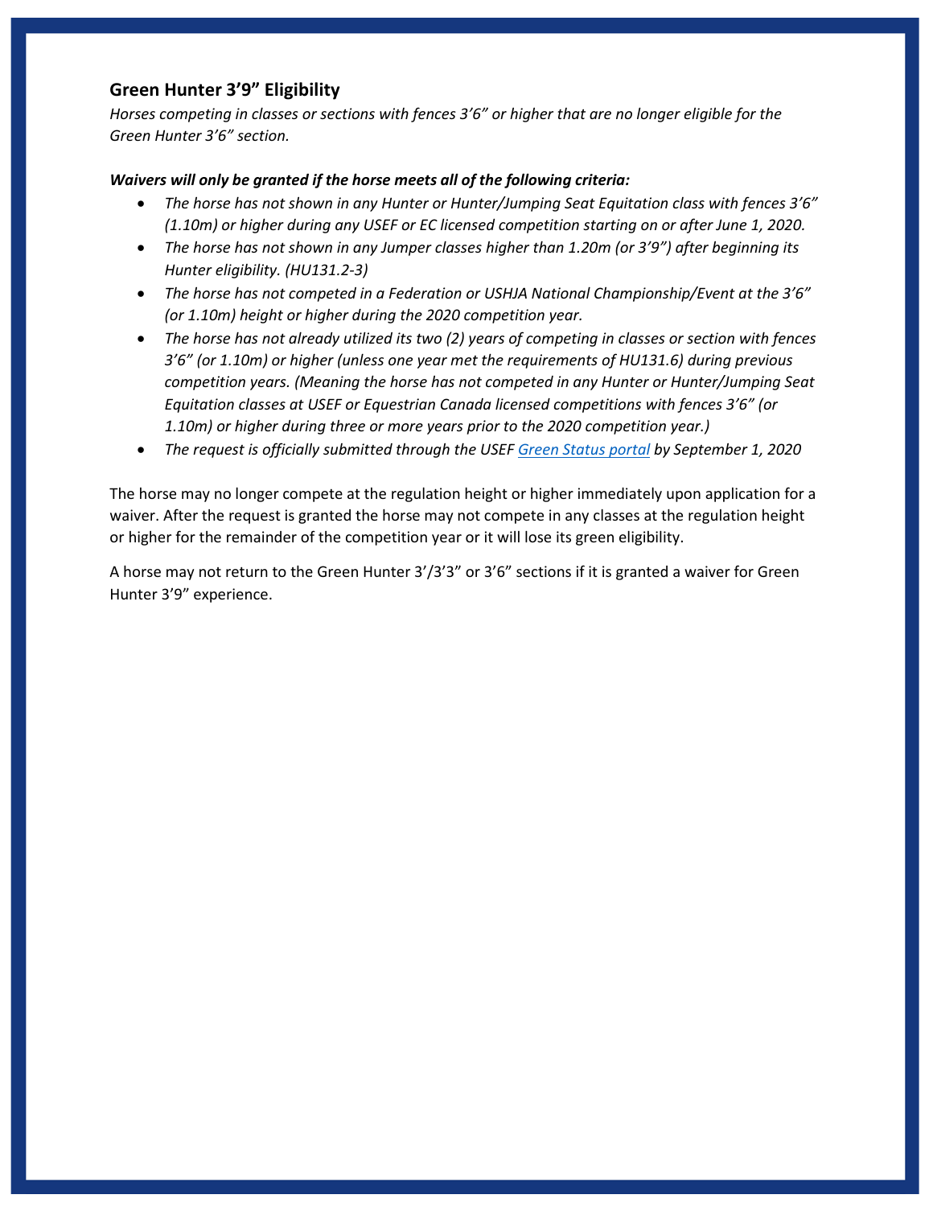### Green Hunter 3’9” Eligibility

*Horses competing in classes or sections with fences 3’6” or higher that are no longer eligible for the Green Hunter 3’6” section.*

***Waivers will only be granted if the horse meets all of the following criteria:***

- *The horse has not shown in any Hunter or Hunter/Jumping Seat Equitation class with fences 3’6” (1.10m) or higher during any USEF or EC licensed competition starting on or after June 1, 2020.*
- *The horse has not shown in any Jumper classes higher than 1.20m (or 3’9”) after beginning its Hunter eligibility. (HU131.2-3)*
- *The horse has not competed in a Federation or USHJA National Championship/Event at the 3’6” (or 1.10m) height or higher during the 2020 competition year.*
- *The horse has not already utilized its two (2) years of competing in classes or section with fences 3’6” (or 1.10m) or higher (unless one year met the requirements of HU131.6) during previous competition years. (Meaning the horse has not competed in any Hunter or Hunter/Jumping Seat Equitation classes at USEF or Equestrian Canada licensed competitions with fences 3’6” (or 1.10m) or higher during three or more years prior to the 2020 competition year.)*
- *The request is officially submitted through the USEF [Green Status portal] by September 1, 2020*

The horse may no longer compete at the regulation height or higher immediately upon application for a waiver. After the request is granted the horse may not compete in any classes at the regulation height or higher for the remainder of the competition year or it will lose its green eligibility.

A horse may not return to the Green Hunter 3’/3’3” or 3’6” sections if it is granted a waiver for Green Hunter 3’9” experience.